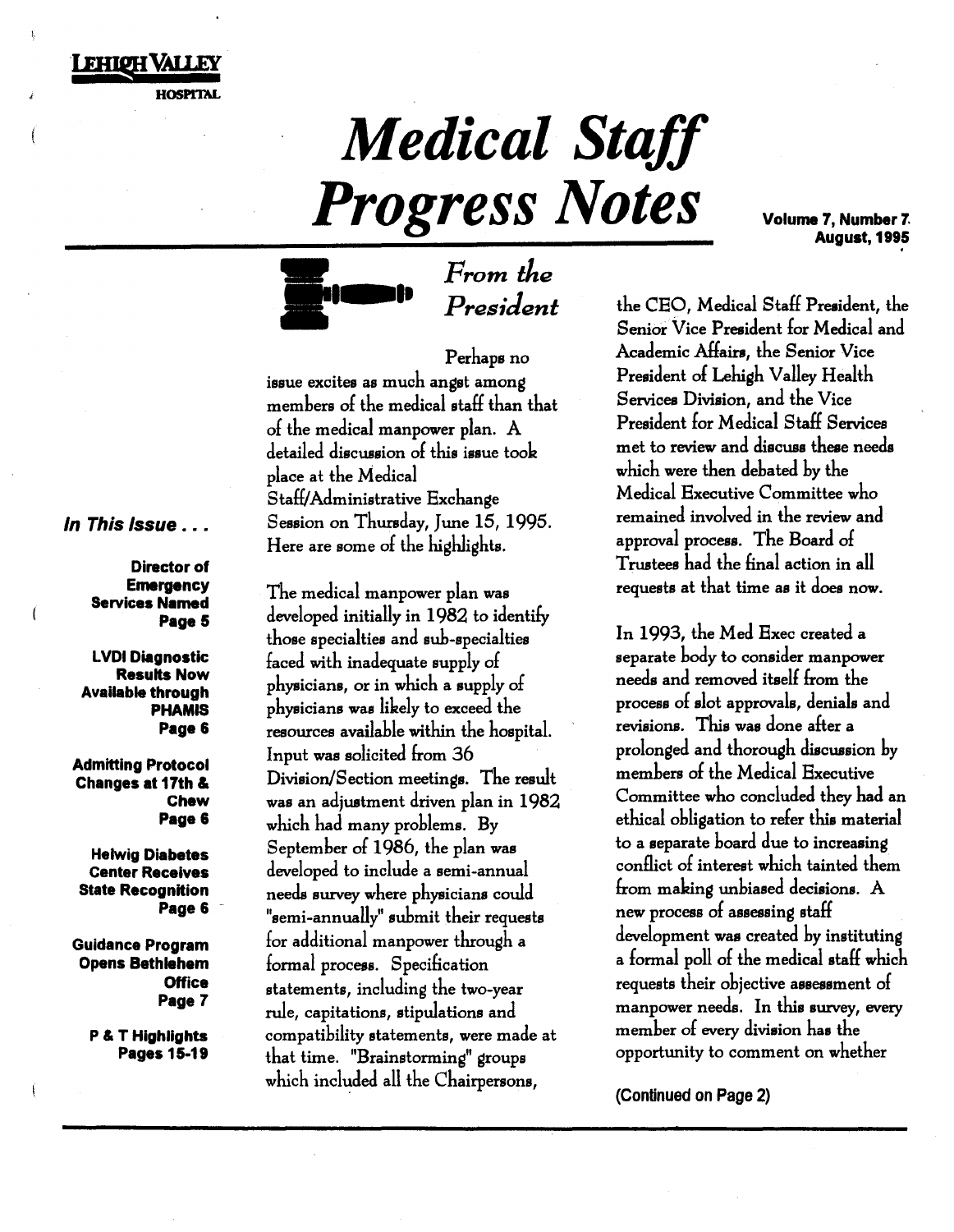LEHIGH VALLEY HOSPITAL

# *Medical Staff Progress Notes*

**Volume 7, Number 7**
**August, 1995**

## *From the President*

Perhaps no issue excites as much angst among members of the medical staff than that of the medical manpower plan. A detailed discussion of this issue took place at the Medical Staff/Administrative Exchange Session on Thursday, June 15, 1995. Here are some of the highlights.

The medical manpower plan was developed initially in 1982 to identify those specialties and sub-specialties faced with inadequate supply of physicians, or in which a supply of physicians was likely to exceed the resources available within the hospital. Input was solicited from 36 Division/Section meetings. The result was an adjustment driven plan in 1982 which had many problems. By September of 1986, the plan was developed to include a semi-annual needs survey where physicians could "semi-annually" submit their requests for additional manpower through a formal process. Specification statements, including the two-year rule, capitations, stipulations and compatibility statements, were made at that time. "Brainstorming" groups which included all the Chairpersons, the CEO, Medical Staff President, the Senior Vice President for Medical and Academic Affairs, the Senior Vice President of Lehigh Valley Health Services Division, and the Vice President for Medical Staff Services met to review and discuss these needs which were then debated by the Medical Executive Committee who remained involved in the review and approval process. The Board of Trustees had the final action in all requests at that time as it does now.

In 1993, the Med Exec created a separate body to consider manpower needs and removed itself from the process of slot approvals, denials and revisions. This was done after a prolonged and thorough discussion by members of the Medical Executive Committee who concluded they had an ethical obligation to refer this material to a separate board due to increasing conflict of interest which tainted them from making unbiased decisions. A new process of assessing staff development was created by instituting a formal poll of the medical staff which requests their objective assessment of manpower needs. In this survey, every member of every division has the opportunity to comment on whether

(Continued on Page 2)

### *In This Issue . . .*

**Director of Emergency Services Named**
**Page 5**

**LVDI Diagnostic Results Now Available through PHAMIS**
**Page 6**

**Admitting Protocol Changes at 17th & Chew**
**Page 6**

**Helwig Diabetes Center Receives State Recognition**
**Page 6**

**Guidance Program Opens Bethlehem Office**
**Page 7**

**P & T Highlights**
**Pages 15-19**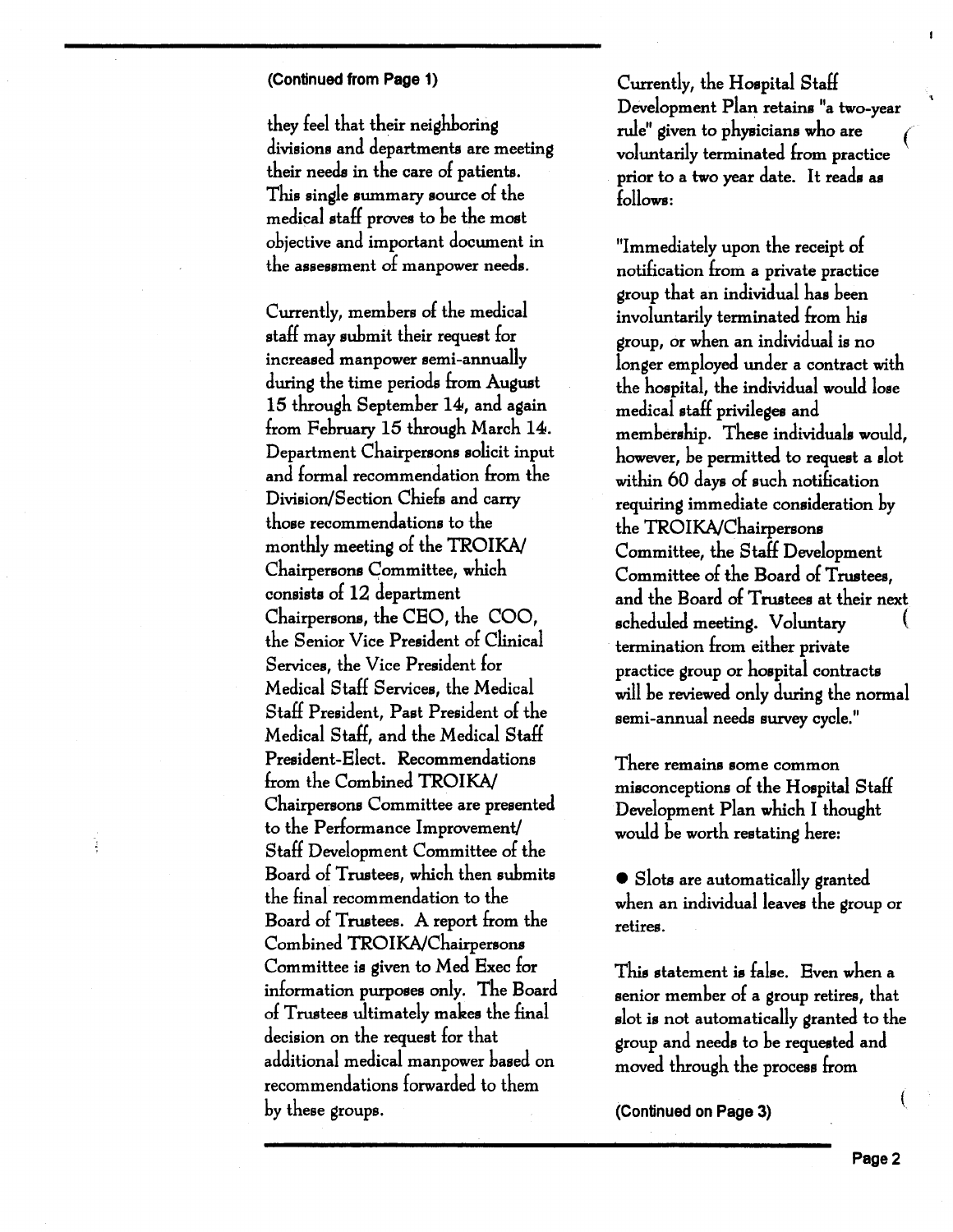(Continued from Page 1)

they feel that their neighboring divisions and departments are meeting their needs in the care of patients. This single summary source of the medical staff proves to be the most objective and important document in the assessment of manpower needs.

Currently, members of the medical staff may submit their request for increased manpower semi-annually during the time periods from August 15 through September 14, and again from February 15 through March 14. Department Chairpersons solicit input and formal recommendation from the Division/Section Chiefs and carry those recommendations to the monthly meeting of the TROIKA/Chairpersons Committee, which consists of 12 department Chairpersons, the CEO, the COO, the Senior Vice President of Clinical Services, the Vice President for Medical Staff Services, the Medical Staff President, Past President of the Medical Staff, and the Medical Staff President-Elect. Recommendations from the Combined TROIKA/Chairpersons Committee are presented to the Performance Improvement/Staff Development Committee of the Board of Trustees, which then submits the final recommendation to the Board of Trustees. A report from the Combined TROIKA/Chairpersons Committee is given to Med Exec for information purposes only. The Board of Trustees ultimately makes the final decision on the request for that additional medical manpower based on recommendations forwarded to them by these groups.

Currently, the Hospital Staff Development Plan retains "a two-year rule" given to physicians who are voluntarily terminated from practice prior to a two year date. It reads as follows:

"Immediately upon the receipt of notification from a private practice group that an individual has been involuntarily terminated from his group, or when an individual is no longer employed under a contract with the hospital, the individual would lose medical staff privileges and membership. These individuals would, however, be permitted to request a slot within 60 days of such notification requiring immediate consideration by the TROIKA/Chairpersons Committee, the Staff Development Committee of the Board of Trustees, and the Board of Trustees at their next scheduled meeting. Voluntary termination from either private practice group or hospital contracts will be reviewed only during the normal semi-annual needs survey cycle."

There remains some common misconceptions of the Hospital Staff Development Plan which I thought would be worth restating here:

- Slots are automatically granted when an individual leaves the group or retires.

This statement is false. Even when a senior member of a group retires, that slot is not automatically granted to the group and needs to be requested and moved through the process from

(Continued on Page 3)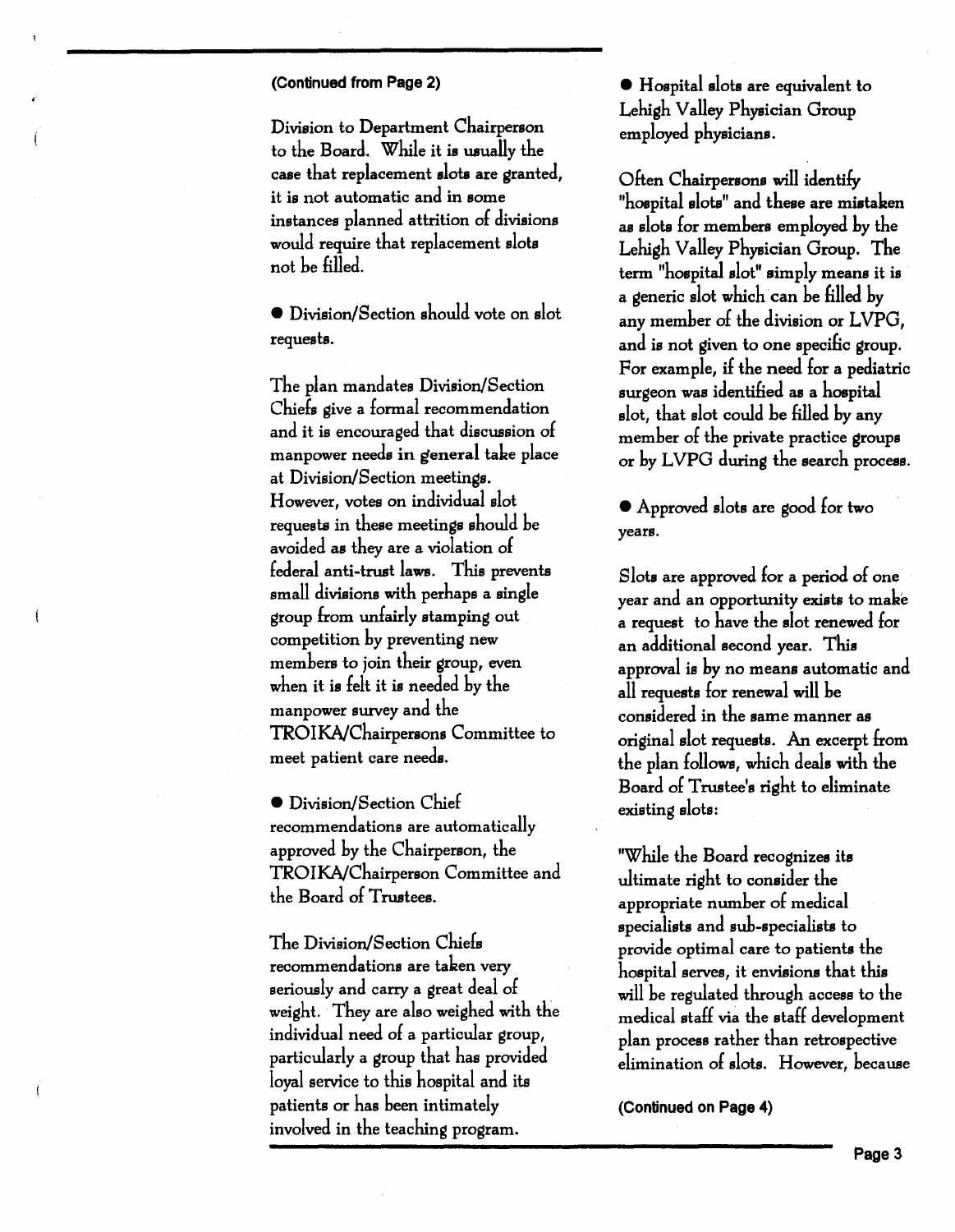(Continued from Page 2)

Division to Department Chairperson to the Board. While it is usually the case that replacement slots are granted, it is not automatic and in some instances planned attrition of divisions would require that replacement slots not be filled.

- **Division/Section should vote on slot requests.**

The plan mandates Division/Section Chiefs give a formal recommendation and it is encouraged that discussion of manpower needs in general take place at Division/Section meetings. However, votes on individual slot requests in these meetings should be avoided as they are a violation of federal anti-trust laws. This prevents small divisions with perhaps a single group from unfairly stamping out competition by preventing new members to join their group, even when it is felt it is needed by the manpower survey and the TROIKA/Chairpersons Committee to meet patient care needs.

- **Division/Section Chief recommendations are automatically approved by the Chairperson, the TROIKA/Chairperson Committee and the Board of Trustees.**

The Division/Section Chiefs recommendations are taken very seriously and carry a great deal of weight. They are also weighed with the individual need of a particular group, particularly a group that has provided loyal service to this hospital and its patients or has been intimately involved in the teaching program.

- **Hospital slots are equivalent to Lehigh Valley Physician Group employed physicians.**

Often Chairpersons will identify "hospital slots" and these are mistaken as slots for members employed by the Lehigh Valley Physician Group. The term "hospital slot" simply means it is a generic slot which can be filled by any member of the division or LVPG, and is not given to one specific group. For example, if the need for a pediatric surgeon was identified as a hospital slot, that slot could be filled by any member of the private practice groups or by LVPG during the search process.

- **Approved slots are good for two years.**

Slots are approved for a period of one year and an opportunity exists to make a request to have the slot renewed for an additional second year. This approval is by no means automatic and all requests for renewal will be considered in the same manner as original slot requests. An excerpt from the plan follows, which deals with the Board of Trustee's right to eliminate existing slots:

"While the Board recognizes its ultimate right to consider the appropriate number of medical specialists and sub-specialists to provide optimal care to patients the hospital serves, it envisions that this will be regulated through access to the medical staff via the staff development plan process rather than retrospective elimination of slots. However, because

(Continued on Page 4)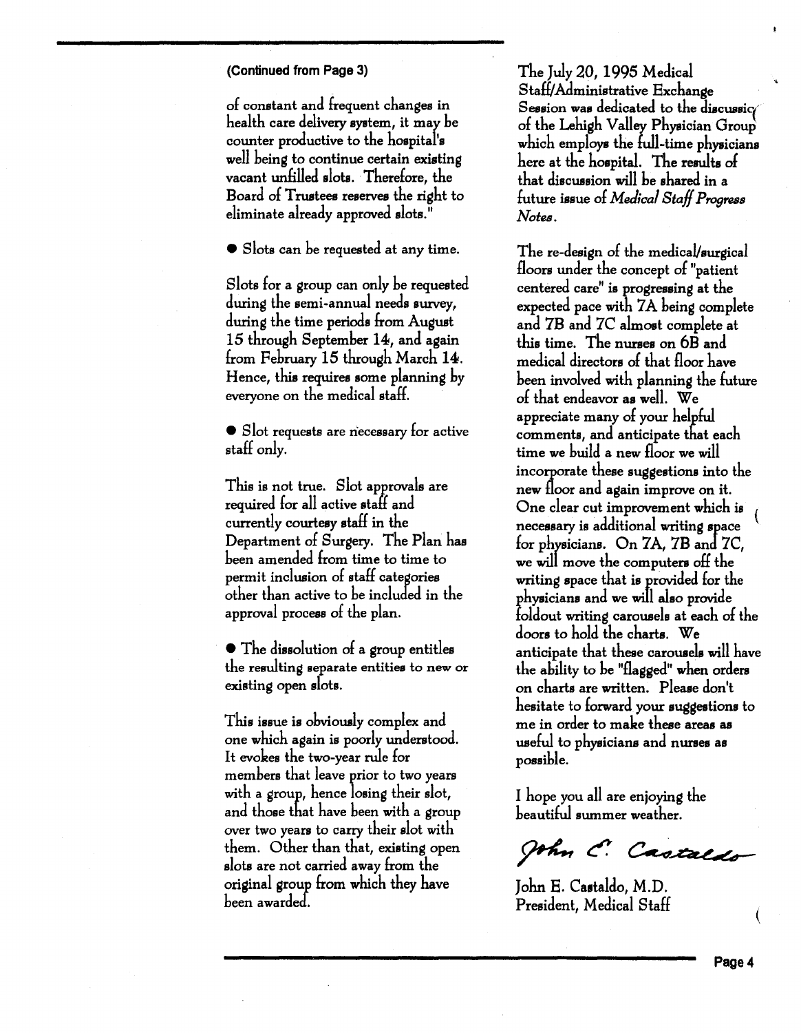(Continued from Page 3)

of constant and frequent changes in health care delivery system, it may be counter productive to the hospital's well being to continue certain existing vacant unfilled slots. Therefore, the Board of Trustees reserves the right to eliminate already approved slots."

- Slots can be requested at any time.

Slots for a group can only be requested during the semi-annual needs survey, during the time periods from August 15 through September 14, and again from February 15 through March 14. Hence, this requires some planning by everyone on the medical staff.

- Slot requests are necessary for active staff only.

This is not true. Slot approvals are required for all active staff and currently courtesy staff in the Department of Surgery. The Plan has been amended from time to time to permit inclusion of staff categories other than active to be included in the approval process of the plan.

- The dissolution of a group entitles the resulting separate entities to new or existing open slots.

This issue is obviously complex and one which again is poorly understood. It evokes the two-year rule for members that leave prior to two years with a group, hence losing their slot, and those that have been with a group over two years to carry their slot with them. Other than that, existing open slots are not carried away from the original group from which they have been awarded.

The July 20, 1995 Medical Staff/Administrative Exchange Session was dedicated to the discussion of the Lehigh Valley Physician Group which employs the full-time physicians here at the hospital. The results of that discussion will be shared in a future issue of *Medical Staff Progress Notes*.

The re-design of the medical/surgical floors under the concept of "patient centered care" is progressing at the expected pace with 7A being complete and 7B and 7C almost complete at this time. The nurses on 6B and medical directors of that floor have been involved with planning the future of that endeavor as well. We appreciate many of your helpful comments, and anticipate that each time we build a new floor we will incorporate these suggestions into the new floor and again improve on it. One clear cut improvement which is necessary is additional writing space for physicians. On 7A, 7B and 7C, we will move the computers off the writing space that is provided for the physicians and we will also provide foldout writing carousels at each of the doors to hold the charts. We anticipate that these carousels will have the ability to be "flagged" when orders on charts are written. Please don't hesitate to forward your suggestions to me in order to make these areas as useful to physicians and nurses as possible.

I hope you all are enjoying the beautiful summer weather.

*John E. Castaldo*

John E. Castaldo, M.D.
President, Medical Staff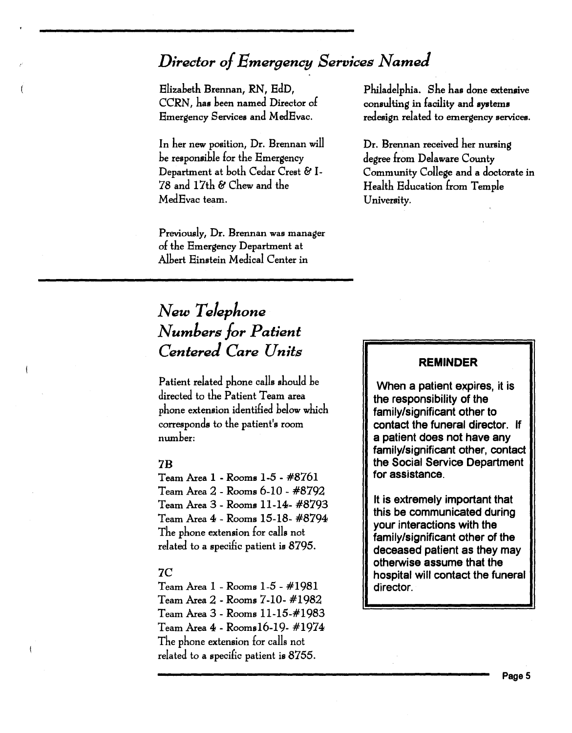## *Director of Emergency Services Named*

Elizabeth Brennan, RN, EdD, CCRN, has been named Director of Emergency Services and MedEvac.

In her new position, Dr. Brennan will be responsible for the Emergency Department at both Cedar Crest & I-78 and 17th & Chew and the MedEvac team.

Previously, Dr. Brennan was manager of the Emergency Department at Albert Einstein Medical Center in Philadelphia. She has done extensive consulting in facility and systems redesign related to emergency services.

Dr. Brennan received her nursing degree from Delaware County Community College and a doctorate in Health Education from Temple University.

## *New Telephone Numbers for Patient Centered Care Units*

Patient related phone calls should be directed to the Patient Team area phone extension identified below which corresponds to the patient's room number:

**7B**

Team Area 1 - Rooms 1-5 - #8761
Team Area 2 - Rooms 6-10 - #8792
Team Area 3 - Rooms 11-14- #8793
Team Area 4 - Rooms 15-18- #8794
The phone extension for calls not related to a specific patient is 8795.

**7C**

Team Area 1 - Rooms 1-5 - #1981
Team Area 2 - Rooms 7-10- #1982
Team Area 3 - Rooms 11-15-#1983
Team Area 4 - Rooms16-19- #1974
The phone extension for calls not related to a specific patient is 8755.

**REMINDER**

**When a patient expires, it is the responsibility of the family/significant other to contact the funeral director. If a patient does not have any family/significant other, contact the Social Service Department for assistance.**

**It is extremely important that this be communicated during your interactions with the family/significant other of the deceased patient as they may otherwise assume that the hospital will contact the funeral director.**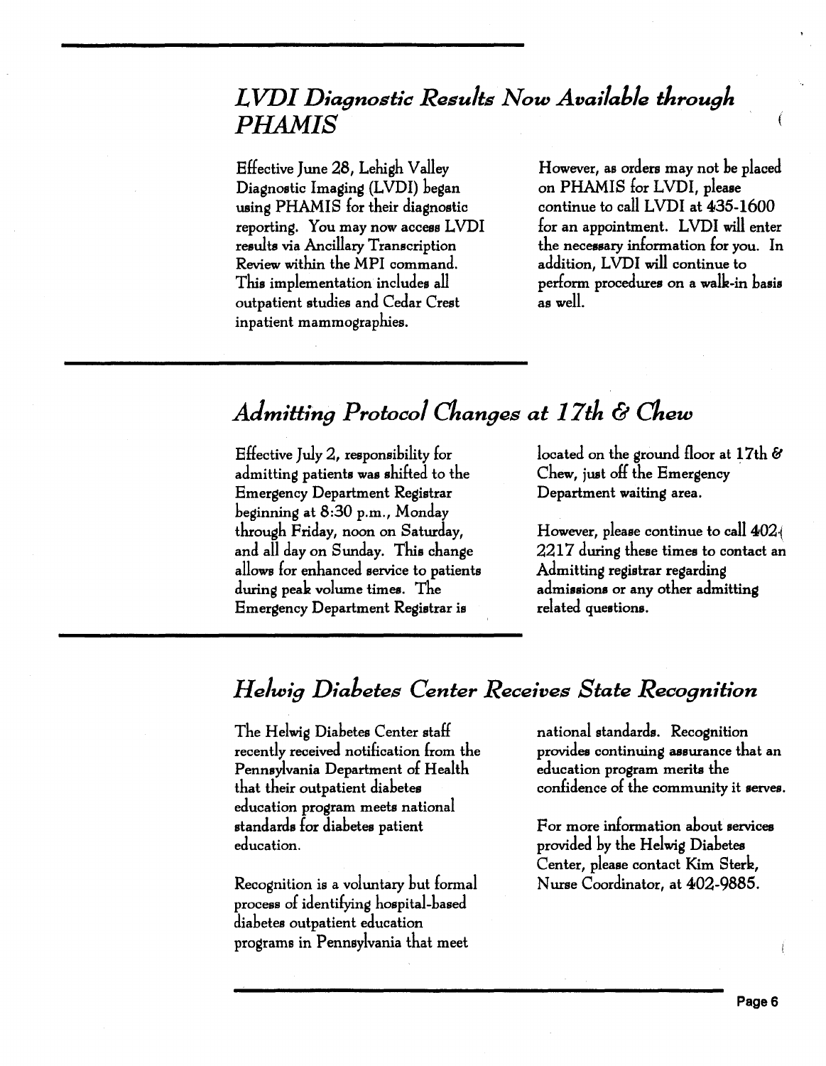## *LVDI Diagnostic Results Now Available through PHAMIS*

Effective June 28, Lehigh Valley Diagnostic Imaging (LVDI) began using PHAMIS for their diagnostic reporting. You may now access LVDI results via Ancillary Transcription Review within the MPI command. This implementation includes all outpatient studies and Cedar Crest inpatient mammographies.

However, as orders may not be placed on PHAMIS for LVDI, please continue to call LVDI at 435-1600 for an appointment. LVDI will enter the necessary information for you. In addition, LVDI will continue to perform procedures on a walk-in basis as well.

## *Admitting Protocol Changes at 17th & Chew*

Effective July 2, responsibility for admitting patients was shifted to the Emergency Department Registrar beginning at 8:30 p.m., Monday through Friday, noon on Saturday, and all day on Sunday. This change allows for enhanced service to patients during peak volume times. The Emergency Department Registrar is located on the ground floor at 17th & Chew, just off the Emergency Department waiting area.

However, please continue to call 402-2217 during these times to contact an Admitting registrar regarding admissions or any other admitting related questions.

## *Helwig Diabetes Center Receives State Recognition*

The Helwig Diabetes Center staff recently received notification from the Pennsylvania Department of Health that their outpatient diabetes education program meets national standards for diabetes patient education.

Recognition is a voluntary but formal process of identifying hospital-based diabetes outpatient education programs in Pennsylvania that meet national standards. Recognition provides continuing assurance that an education program merits the confidence of the community it serves.

For more information about services provided by the Helwig Diabetes Center, please contact Kim Sterk, Nurse Coordinator, at 402-9885.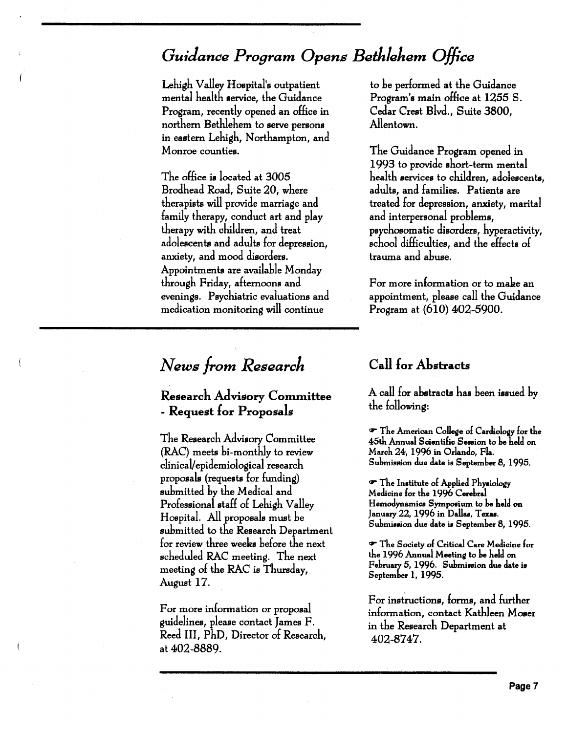## *Guidance Program Opens Bethlehem Office*

Lehigh Valley Hospital's outpatient mental health service, the Guidance Program, recently opened an office in northern Bethlehem to serve persons in eastern Lehigh, Northampton, and Monroe counties.

The office is located at 3005 Brodhead Road, Suite 20, where therapists will provide marriage and family therapy, conduct art and play therapy with children, and treat adolescents and adults for depression, anxiety, and mood disorders. Appointments are available Monday through Friday, afternoons and evenings. Psychiatric evaluations and medication monitoring will continue to be performed at the Guidance Program's main office at 1255 S. Cedar Crest Blvd., Suite 3800, Allentown.

The Guidance Program opened in 1993 to provide short-term mental health services to children, adolescents, adults, and families. Patients are treated for depression, anxiety, marital and interpersonal problems, psychosomatic disorders, hyperactivity, school difficulties, and the effects of trauma and abuse.

For more information or to make an appointment, please call the Guidance Program at (610) 402-5900.

## *News from Research*

### Research Advisory Committee - Request for Proposals

The Research Advisory Committee (RAC) meets bi-monthly to review clinical/epidemiological research proposals (requests for funding) submitted by the Medical and Professional staff of Lehigh Valley Hospital. All proposals must be submitted to the Research Department for review three weeks before the next scheduled RAC meeting. The next meeting of the RAC is Thursday, August 17.

For more information or proposal guidelines, please contact James F. Reed III, PhD, Director of Research, at 402-8889.

### Call for Abstracts

A call for abstracts has been issued by the following:

- The American College of Cardiology for the 45th Annual Scientific Session to be held on March 24, 1996 in Orlando, Fla. Submission due date is September 8, 1995.

- The Institute of Applied Physiology Medicine for the 1996 Cerebral Hemodynamics Symposium to be held on January 22, 1996 in Dallas, Texas. Submission due date is September 8, 1995.

- The Society of Critical Care Medicine for the 1996 Annual Meeting to be held on February 5, 1996. Submission due date is September 1, 1995.

For instructions, forms, and further information, contact Kathleen Moser in the Research Department at 402-8747.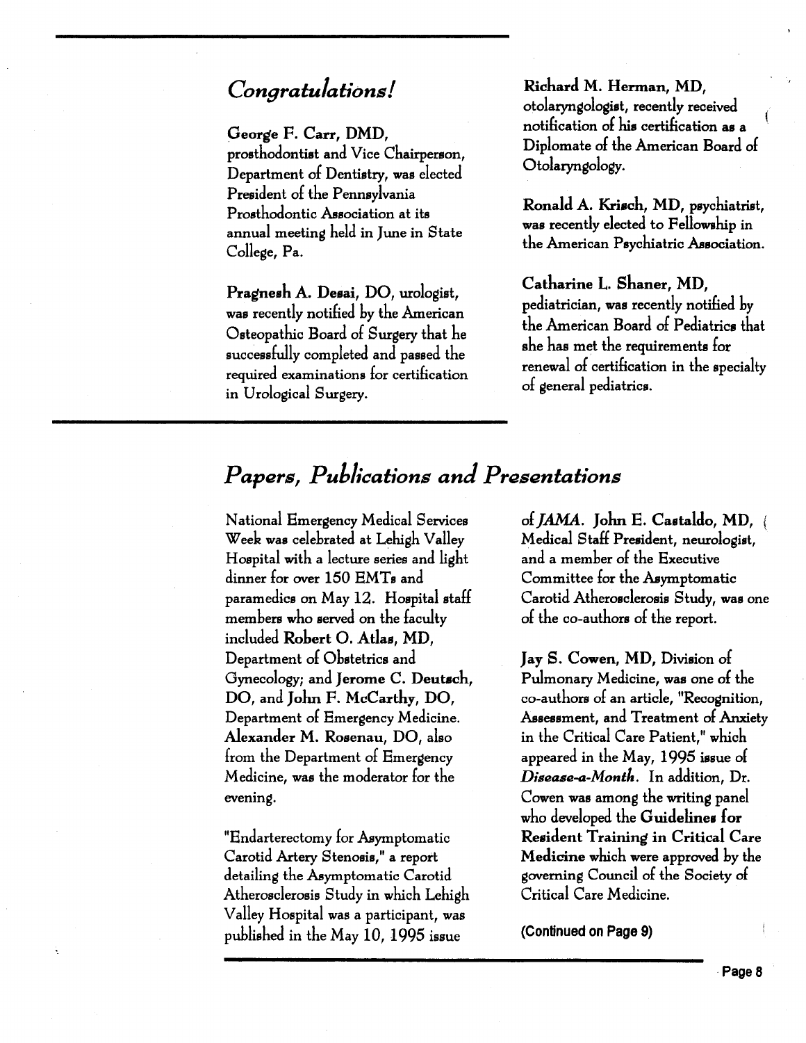## *Congratulations!*

**George F. Carr, DMD,** prosthodontist and Vice Chairperson, Department of Dentistry, was elected President of the Pennsylvania Prosthodontic Association at its annual meeting held in June in State College, Pa.

**Pragnesh A. Desai, DO,** urologist, was recently notified by the American Osteopathic Board of Surgery that he successfully completed and passed the required examinations for certification in Urological Surgery.

**Richard M. Herman, MD,** otolaryngologist, recently received notification of his certification as a Diplomate of the American Board of Otolaryngology.

**Ronald A. Krisch, MD,** psychiatrist, was recently elected to Fellowship in the American Psychiatric Association.

**Catharine L. Shaner, MD,** pediatrician, was recently notified by the American Board of Pediatrics that she has met the requirements for renewal of certification in the specialty of general pediatrics.

## *Papers, Publications and Presentations*

National Emergency Medical Services Week was celebrated at Lehigh Valley Hospital with a lecture series and light dinner for over 150 EMTs and paramedics on May 12. Hospital staff members who served on the faculty included **Robert O. Atlas, MD,** Department of Obstetrics and Gynecology; and **Jerome C. Deutsch, DO,** and **John F. McCarthy, DO,** Department of Emergency Medicine. **Alexander M. Rosenau, DO,** also from the Department of Emergency Medicine, was the moderator for the evening.

"Endarterectomy for Asymptomatic Carotid Artery Stenosis," a report detailing the Asymptomatic Carotid Atherosclerosis Study in which Lehigh Valley Hospital was a participant, was published in the May 10, 1995 issue of *JAMA*. **John E. Castaldo, MD,** Medical Staff President, neurologist, and a member of the Executive Committee for the Asymptomatic Carotid Atherosclerosis Study, was one of the co-authors of the report.

**Jay S. Cowen, MD,** Division of Pulmonary Medicine, was one of the co-authors of an article, "Recognition, Assessment, and Treatment of Anxiety in the Critical Care Patient," which appeared in the May, 1995 issue of ***Disease-a-Month***. In addition, Dr. Cowen was among the writing panel who developed the **Guidelines for Resident Training in Critical Care Medicine** which were approved by the governing Council of the Society of Critical Care Medicine.

**(Continued on Page 9)**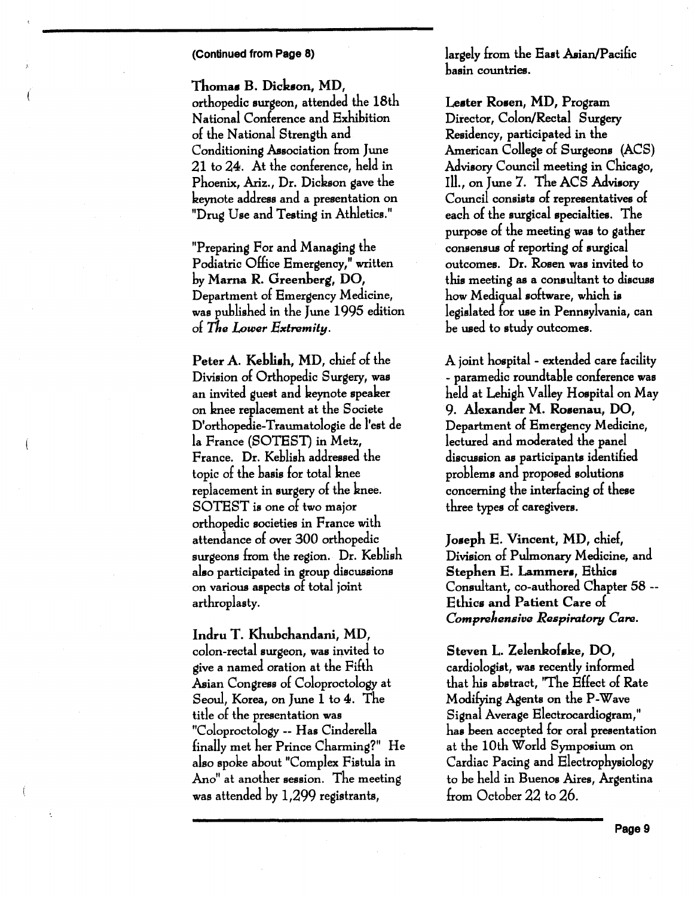(Continued from Page 8)

**Thomas B. Dickson, MD**, orthopedic surgeon, attended the 18th National Conference and Exhibition of the National Strength and Conditioning Association from June 21 to 24. At the conference, held in Phoenix, Ariz., Dr. Dickson gave the keynote address and a presentation on "Drug Use and Testing in Athletics."

"Preparing For and Managing the Podiatric Office Emergency," written by **Marna R. Greenberg, DO**, Department of Emergency Medicine, was published in the June 1995 edition of ***The Lower Extremity***.

**Peter A. Keblish, MD**, chief of the Division of Orthopedic Surgery, was an invited guest and keynote speaker on knee replacement at the Societe D'orthopedie-Traumatologie de l'est de la France (SOTEST) in Metz, France. Dr. Keblish addressed the topic of the basis for total knee replacement in surgery of the knee. SOTEST is one of two major orthopedic societies in France with attendance of over 300 orthopedic surgeons from the region. Dr. Keblish also participated in group discussions on various aspects of total joint arthroplasty.

**Indru T. Khubchandani, MD**, colon-rectal surgeon, was invited to give a named oration at the Fifth Asian Congress of Coloproctology at Seoul, Korea, on June 1 to 4. The title of the presentation was "Coloproctology -- Has Cinderella finally met her Prince Charming?" He also spoke about "Complex Fistula in Ano" at another session. The meeting was attended by 1,299 registrants, largely from the East Asian/Pacific basin countries.

**Lester Rosen, MD**, Program Director, Colon/Rectal Surgery Residency, participated in the American College of Surgeons (ACS) Advisory Council meeting in Chicago, Ill., on June 7. The ACS Advisory Council consists of representatives of each of the surgical specialties. The purpose of the meeting was to gather consensus of reporting of surgical outcomes. Dr. Rosen was invited to this meeting as a consultant to discuss how Mediqual software, which is legislated for use in Pennsylvania, can be used to study outcomes.

A joint hospital - extended care facility - paramedic roundtable conference was held at Lehigh Valley Hospital on May 9. **Alexander M. Rosenau, DO**, Department of Emergency Medicine, lectured and moderated the panel discussion as participants identified problems and proposed solutions concerning the interfacing of these three types of caregivers.

**Joseph E. Vincent, MD**, chief, Division of Pulmonary Medicine, and **Stephen E. Lammers**, Ethics Consultant, co-authored Chapter 58 -- **Ethics and Patient Care** of ***Comprehensive Respiratory Care***.

**Steven L. Zelenkofske, DO**, cardiologist, was recently informed that his abstract, "The Effect of Rate Modifying Agents on the P-Wave Signal Average Electrocardiogram," has been accepted for oral presentation at the 10th World Symposium on Cardiac Pacing and Electrophysiology to be held in Buenos Aires, Argentina from October 22 to 26.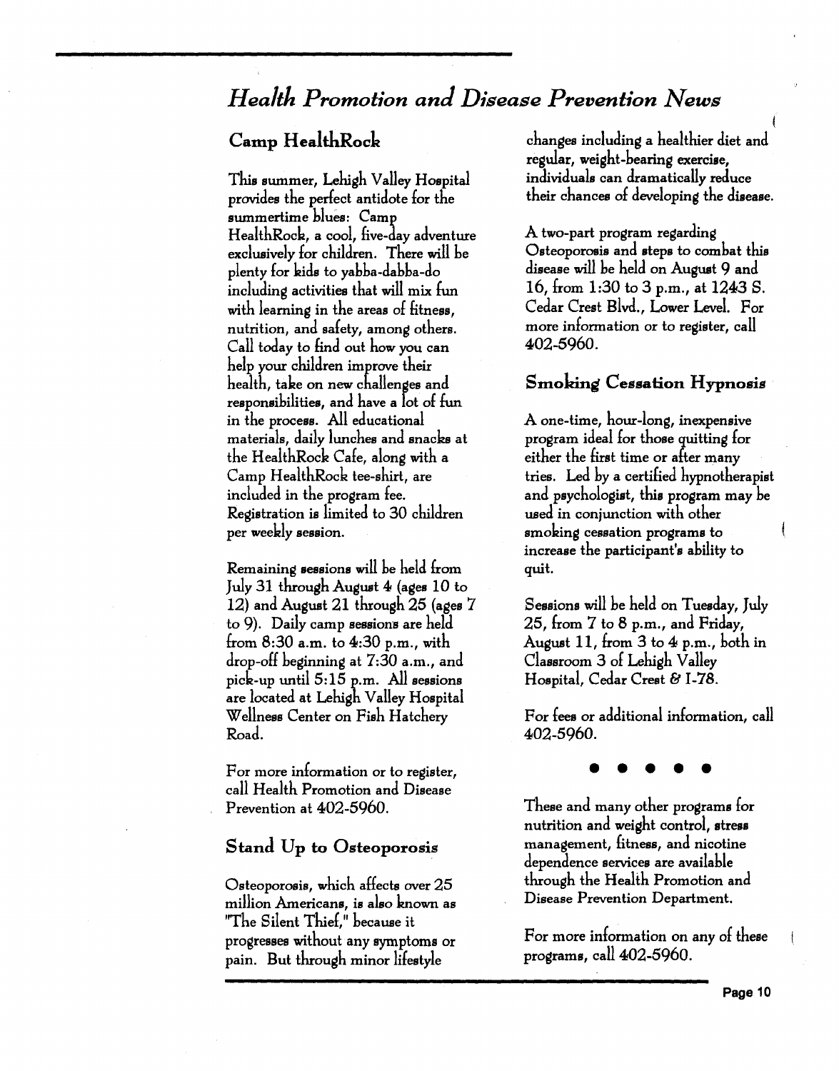## *Health Promotion and Disease Prevention News*

### Camp HealthRock

This summer, Lehigh Valley Hospital provides the perfect antidote for the summertime blues: Camp HealthRock, a cool, five-day adventure exclusively for children. There will be plenty for kids to yabba-dabba-do including activities that will mix fun with learning in the areas of fitness, nutrition, and safety, among others. Call today to find out how you can help your children improve their health, take on new challenges and responsibilities, and have a lot of fun in the process. All educational materials, daily lunches and snacks at the HealthRock Cafe, along with a Camp HealthRock tee-shirt, are included in the program fee. Registration is limited to 30 children per weekly session.

Remaining sessions will be held from July 31 through August 4 (ages 10 to 12) and August 21 through 25 (ages 7 to 9). Daily camp sessions are held from 8:30 a.m. to 4:30 p.m., with drop-off beginning at 7:30 a.m., and pick-up until 5:15 p.m. All sessions are located at Lehigh Valley Hospital Wellness Center on Fish Hatchery Road.

For more information or to register, call Health Promotion and Disease Prevention at 402-5960.

### Stand Up to Osteoporosis

Osteoporosis, which affects over 25 million Americans, is also known as "The Silent Thief," because it progresses without any symptoms or pain. But through minor lifestyle changes including a healthier diet and regular, weight-bearing exercise, individuals can dramatically reduce their chances of developing the disease.

A two-part program regarding Osteoporosis and steps to combat this disease will be held on August 9 and 16, from 1:30 to 3 p.m., at 1243 S. Cedar Crest Blvd., Lower Level. For more information or to register, call 402-5960.

### Smoking Cessation Hypnosis

A one-time, hour-long, inexpensive program ideal for those quitting for either the first time or after many tries. Led by a certified hypnotherapist and psychologist, this program may be used in conjunction with other smoking cessation programs to increase the participant's ability to quit.

Sessions will be held on Tuesday, July 25, from 7 to 8 p.m., and Friday, August 11, from 3 to 4 p.m., both in Classroom 3 of Lehigh Valley Hospital, Cedar Crest & I-78.

For fees or additional information, call 402-5960.

● ● ● ● ●

These and many other programs for nutrition and weight control, stress management, fitness, and nicotine dependence services are available through the Health Promotion and Disease Prevention Department.

For more information on any of these programs, call 402-5960.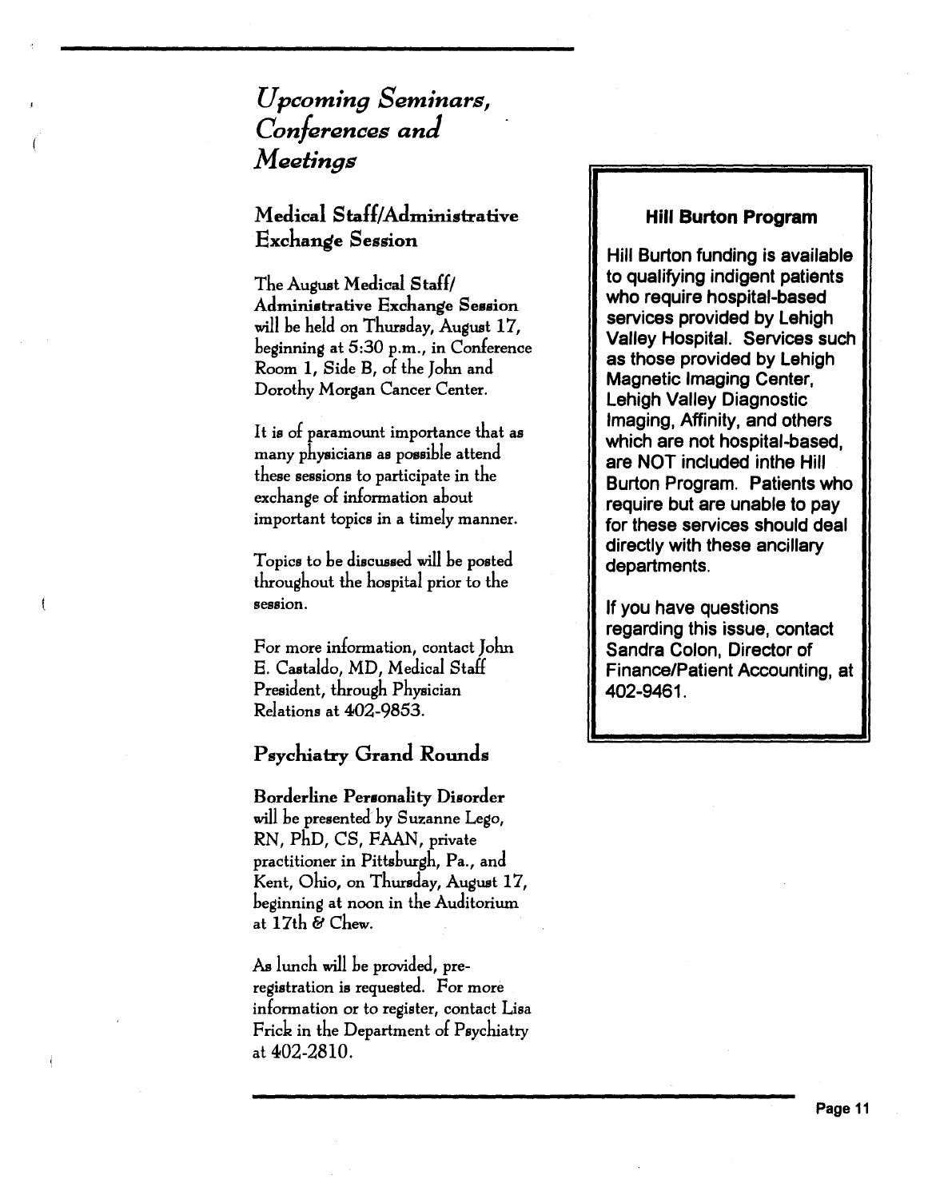# *Upcoming Seminars, Conferences and Meetings*

## Medical Staff/Administrative Exchange Session

The August Medical Staff/ Administrative Exchange Session will be held on Thursday, August 17, beginning at 5:30 p.m., in Conference Room 1, Side B, of the John and Dorothy Morgan Cancer Center.

It is of paramount importance that as many physicians as possible attend these sessions to participate in the exchange of information about important topics in a timely manner.

Topics to be discussed will be posted throughout the hospital prior to the session.

For more information, contact John E. Castaldo, MD, Medical Staff President, through Physician Relations at 402-9853.

## Psychiatry Grand Rounds

**Borderline Personality Disorder** will be presented by Suzanne Lego, RN, PhD, CS, FAAN, private practitioner in Pittsburgh, Pa., and Kent, Ohio, on Thursday, August 17, beginning at noon in the Auditorium at 17th & Chew.

As lunch will be provided, pre-registration is requested. For more information or to register, contact Lisa Frick in the Department of Psychiatry at 402-2810.

**Hill Burton Program**

**Hill Burton funding is available to qualifying indigent patients who require hospital-based services provided by Lehigh Valley Hospital. Services such as those provided by Lehigh Magnetic Imaging Center, Lehigh Valley Diagnostic Imaging, Affinity, and others which are not hospital-based, are NOT included inthe Hill Burton Program. Patients who require but are unable to pay for these services should deal directly with these ancillary departments.**

**If you have questions regarding this issue, contact Sandra Colon, Director of Finance/Patient Accounting, at 402-9461.**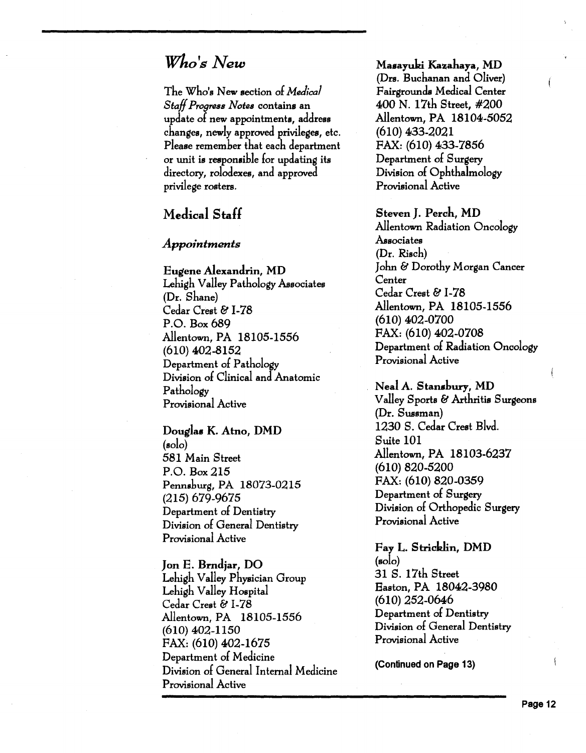## *Who's New*

The Who's New section of *Medical Staff Progress Notes* contains an update of new appointments, address changes, newly approved privileges, etc. Please remember that each department or unit is responsible for updating its directory, rolodexes, and approved privilege rosters.

### Medical Staff

#### *Appointments*

**Eugene Alexandrin, MD**
Lehigh Valley Pathology Associates
(Dr. Shane)
Cedar Crest & I-78
P.O. Box 689
Allentown, PA 18105-1556
(610) 402-8152
Department of Pathology
Division of Clinical and Anatomic Pathology
Provisional Active

**Douglas K. Atno, DMD**
(solo)
581 Main Street
P.O. Box 215
Pennsburg, PA 18073-0215
(215) 679-9675
Department of Dentistry
Division of General Dentistry
Provisional Active

**Jon E. Brndjar, DO**
Lehigh Valley Physician Group
Lehigh Valley Hospital
Cedar Crest & I-78
Allentown, PA 18105-1556
(610) 402-1150
FAX: (610) 402-1675
Department of Medicine
Division of General Internal Medicine
Provisional Active

**Masayuki Kazahaya, MD**
(Drs. Buchanan and Oliver)
Fairgrounds Medical Center
400 N. 17th Street, #200
Allentown, PA 18104-5052
(610) 433-2021
FAX: (610) 433-7856
Department of Surgery
Division of Ophthalmology
Provisional Active

**Steven J. Perch, MD**
Allentown Radiation Oncology Associates
(Dr. Risch)
John & Dorothy Morgan Cancer Center
Cedar Crest & I-78
Allentown, PA 18105-1556
(610) 402-0700
FAX: (610) 402-0708
Department of Radiation Oncology
Provisional Active

**Neal A. Stansbury, MD**
Valley Sports & Arthritis Surgeons
(Dr. Sussman)
1230 S. Cedar Crest Blvd.
Suite 101
Allentown, PA 18103-6237
(610) 820-5200
FAX: (610) 820-0359
Department of Surgery
Division of Orthopedic Surgery
Provisional Active

**Fay L. Stricklin, DMD**
(solo)
31 S. 17th Street
Easton, PA 18042-3980
(610) 252-0646
Department of Dentistry
Division of General Dentistry
Provisional Active

**(Continued on Page 13)**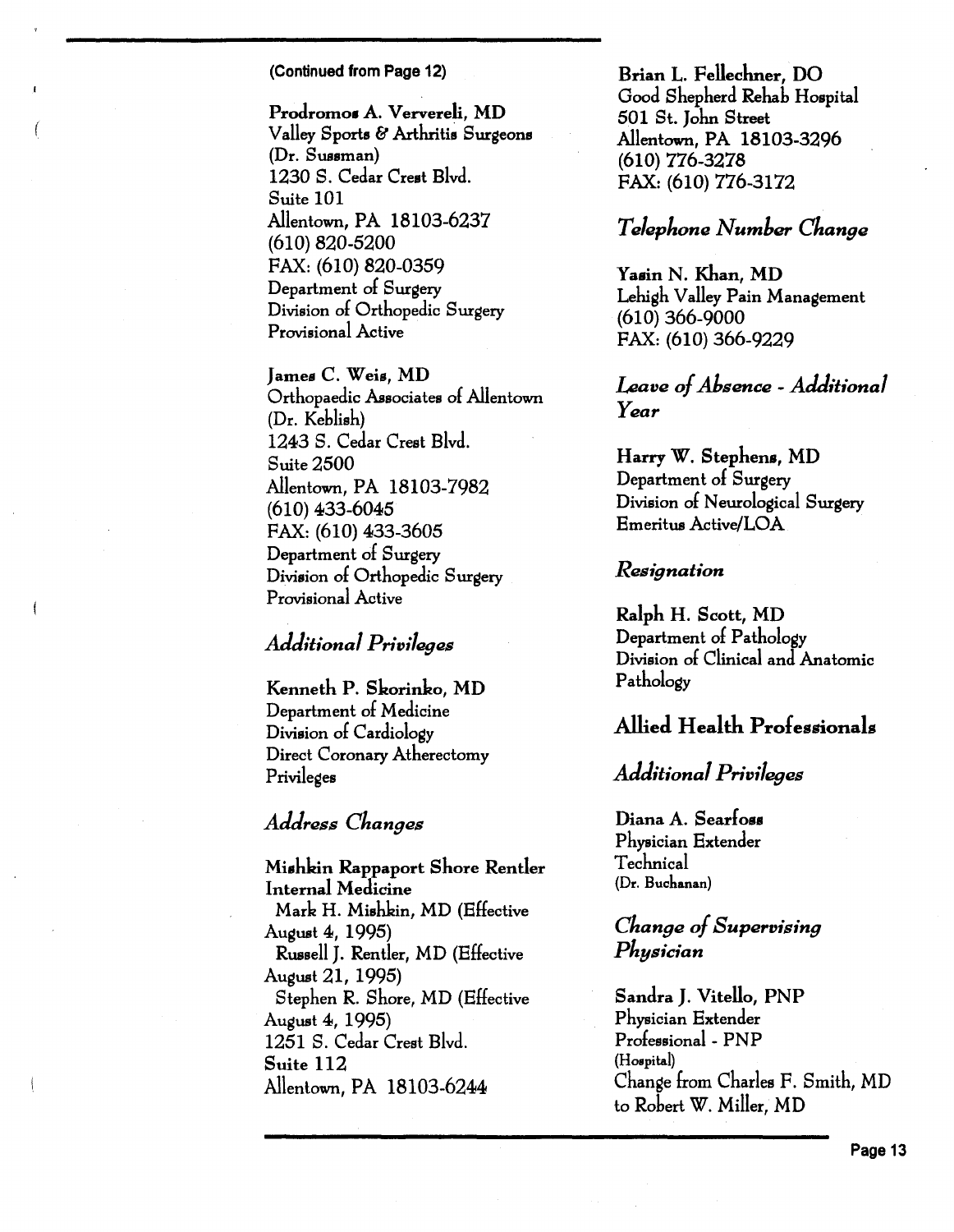(Continued from Page 12)

**Prodromos A. Ververeli, MD**
Valley Sports & Arthritis Surgeons
(Dr. Sussman)
1230 S. Cedar Crest Blvd.
Suite 101
Allentown, PA 18103-6237
(610) 820-5200
FAX: (610) 820-0359
Department of Surgery
Division of Orthopedic Surgery
Provisional Active

**James C. Weis, MD**
Orthopaedic Associates of Allentown
(Dr. Keblish)
1243 S. Cedar Crest Blvd.
Suite 2500
Allentown, PA 18103-7982
(610) 433-6045
FAX: (610) 433-3605
Department of Surgery
Division of Orthopedic Surgery
Provisional Active

## *Additional Privileges*

**Kenneth P. Skorinko, MD**
Department of Medicine
Division of Cardiology
Direct Coronary Atherectomy
Privileges

## *Address Changes*

**Mishkin Rappaport Shore Rentler Internal Medicine**
Mark H. Mishkin, MD (Effective August 4, 1995)
Russell J. Rentler, MD (Effective August 21, 1995)
Stephen R. Shore, MD (Effective August 4, 1995)
1251 S. Cedar Crest Blvd.
**Suite 112**
Allentown, PA 18103-6244

**Brian L. Fellechner, DO**
Good Shepherd Rehab Hospital
501 St. John Street
Allentown, PA 18103-3296
(610) 776-3278
FAX: (610) 776-3172

## *Telephone Number Change*

**Yasin N. Khan, MD**
Lehigh Valley Pain Management
(610) 366-9000
FAX: (610) 366-9229

## *Leave of Absence - Additional Year*

**Harry W. Stephens, MD**
Department of Surgery
Division of Neurological Surgery
Emeritus Active/LOA

## *Resignation*

**Ralph H. Scott, MD**
Department of Pathology
Division of Clinical and Anatomic Pathology

# Allied Health Professionals

## *Additional Privileges*

**Diana A. Searfoss**
Physician Extender
Technical
(Dr. Buchanan)

## *Change of Supervising Physician*

**Sandra J. Vitello, PNP**
Physician Extender
Professional - PNP
(Hospital)
Change from Charles F. Smith, MD to Robert W. Miller, MD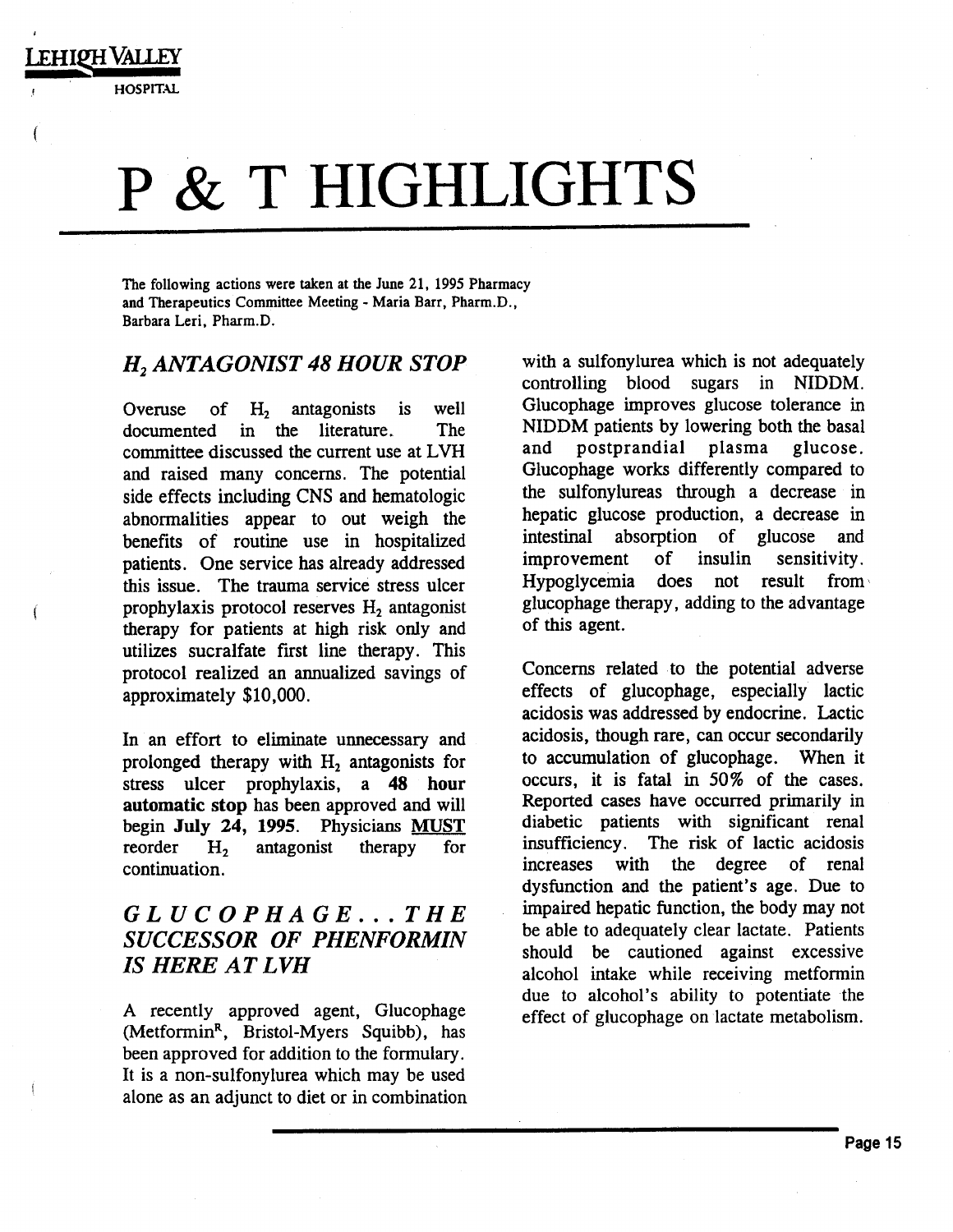LEHIGH VALLEY HOSPITAL

# P & T HIGHLIGHTS

The following actions were taken at the June 21, 1995 Pharmacy and Therapeutics Committee Meeting - Maria Barr, Pharm.D., Barbara Leri, Pharm.D.

## *$H_2$ ANTAGONIST 48 HOUR STOP*

Overuse of $H_2$ antagonists is well documented in the literature. The committee discussed the current use at LVH and raised many concerns. The potential side effects including CNS and hematologic abnormalities appear to out weigh the benefits of routine use in hospitalized patients. One service has already addressed this issue. The trauma service stress ulcer prophylaxis protocol reserves $H_2$ antagonist therapy for patients at high risk only and utilizes sucralfate first line therapy. This protocol realized an annualized savings of approximately $10,000.

In an effort to eliminate unnecessary and prolonged therapy with $H_2$ antagonists for stress ulcer prophylaxis, a **48 hour automatic stop** has been approved and will begin **July 24, 1995**. Physicians MUST reorder $H_2$ antagonist therapy for continuation.

## *GLUCOPHAGE...THE SUCCESSOR OF PHENFORMIN IS HERE AT LVH*

A recently approved agent, Glucophage (Metformin[R], Bristol-Myers Squibb), has been approved for addition to the formulary. It is a non-sulfonylurea which may be used alone as an adjunct to diet or in combination with a sulfonylurea which is not adequately controlling blood sugars in NIDDM. Glucophage improves glucose tolerance in NIDDM patients by lowering both the basal and postprandial plasma glucose. Glucophage works differently compared to the sulfonylureas through a decrease in hepatic glucose production, a decrease in intestinal absorption of glucose and improvement of insulin sensitivity. Hypoglycemia does not result from glucophage therapy, adding to the advantage of this agent.

Concerns related to the potential adverse effects of glucophage, especially lactic acidosis was addressed by endocrine. Lactic acidosis, though rare, can occur secondarily to accumulation of glucophage. When it occurs, it is fatal in 50% of the cases. Reported cases have occurred primarily in diabetic patients with significant renal insufficiency. The risk of lactic acidosis increases with the degree of renal dysfunction and the patient's age. Due to impaired hepatic function, the body may not be able to adequately clear lactate. Patients should be cautioned against excessive alcohol intake while receiving metformin due to alcohol's ability to potentiate the effect of glucophage on lactate metabolism.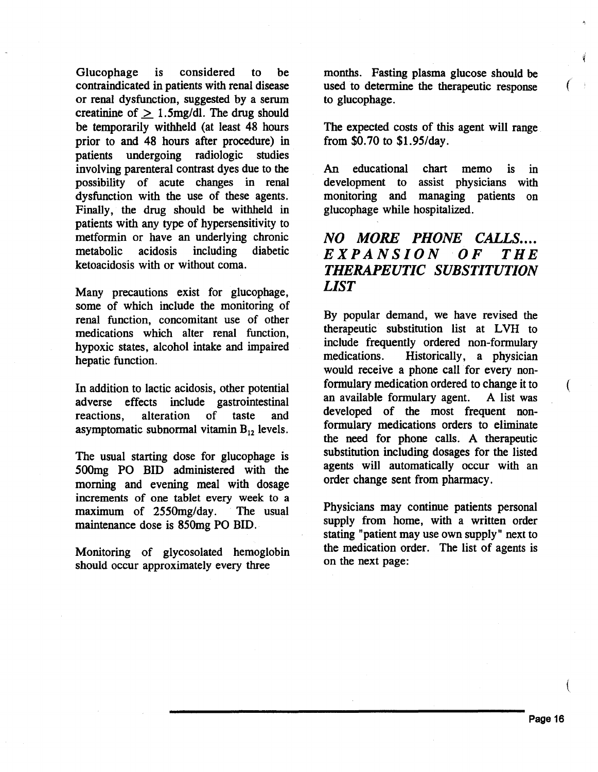Glucophage is considered to be contraindicated in patients with renal disease or renal dysfunction, suggested by a serum creatinine of $\geq$ 1.5mg/dl. The drug should be temporarily withheld (at least 48 hours prior to and 48 hours after procedure) in patients undergoing radiologic studies involving parenteral contrast dyes due to the possibility of acute changes in renal dysfunction with the use of these agents. Finally, the drug should be withheld in patients with any type of hypersensitivity to metformin or have an underlying chronic metabolic acidosis including diabetic ketoacidosis with or without coma.

Many precautions exist for glucophage, some of which include the monitoring of renal function, concomitant use of other medications which alter renal function, hypoxic states, alcohol intake and impaired hepatic function.

In addition to lactic acidosis, other potential adverse effects include gastrointestinal reactions, alteration of taste and asymptomatic subnormal vitamin $B_{12}$ levels.

The usual starting dose for glucophage is 500mg PO BID administered with the morning and evening meal with dosage increments of one tablet every week to a maximum of 2550mg/day. The usual maintenance dose is 850mg PO BID.

Monitoring of glycosolated hemoglobin should occur approximately every three months. Fasting plasma glucose should be used to determine the therapeutic response to glucophage.

The expected costs of this agent will range from $0.70 to $1.95/day.

An educational chart memo is in development to assist physicians with monitoring and managing patients on glucophage while hospitalized.

## *NO MORE PHONE CALLS.... EXPANSION OF THE THERAPEUTIC SUBSTITUTION LIST*

By popular demand, we have revised the therapeutic substitution list at LVH to include frequently ordered non-formulary medications. Historically, a physician would receive a phone call for every non-formulary medication ordered to change it to an available formulary agent. A list was developed of the most frequent non-formulary medications orders to eliminate the need for phone calls. A therapeutic substitution including dosages for the listed agents will automatically occur with an order change sent from pharmacy.

Physicians may continue patients personal supply from home, with a written order stating "patient may use own supply" next to the medication order. The list of agents is on the next page: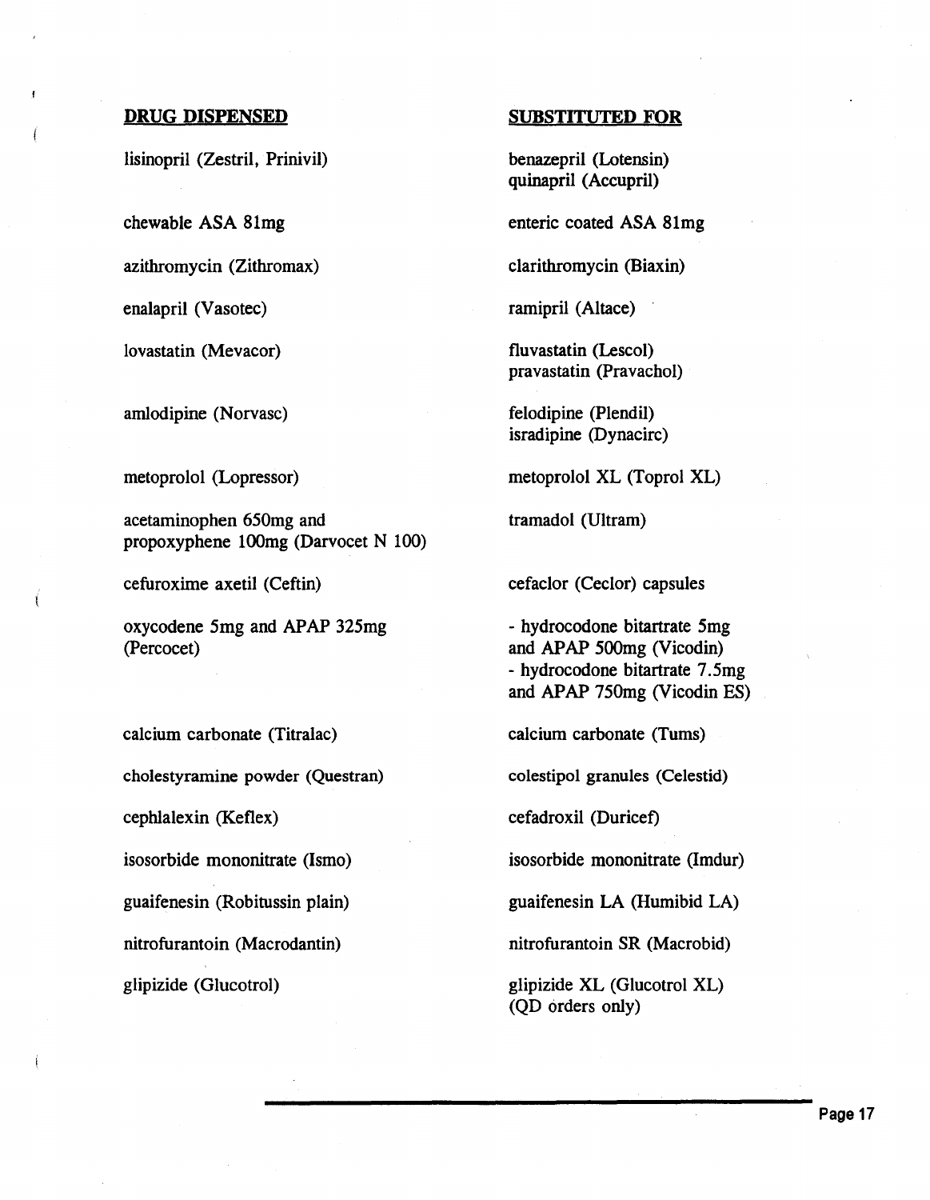| DRUG DISPENSED | SUBSTITUTED FOR |
| --- | --- |
| lisinopril (Zestril, Prinivil) | benazepril (Lotensin)<br>quinapril (Accupril) |
| chewable ASA 81mg | enteric coated ASA 81mg |
| azithromycin (Zithromax) | clarithromycin (Biaxin) |
| enalapril (Vasotec) | ramipril (Altace) |
| lovastatin (Mevacor) | fluvastatin (Lescol)<br>pravastatin (Pravachol) |
| amlodipine (Norvasc) | felodipine (Plendil)<br>isradipine (Dynacirc) |
| metoprolol (Lopressor) | metoprolol XL (Toprol XL) |
| acetaminophen 650mg and propoxyphene 100mg (Darvocet N 100) | tramadol (Ultram) |
| cefuroxime axetil (Ceftin) | cefaclor (Ceclor) capsules |
| oxycodene 5mg and APAP 325mg (Percocet) | - hydrocodone bitartrate 5mg and APAP 500mg (Vicodin)<br>- hydrocodone bitartrate 7.5mg and APAP 750mg (Vicodin ES) |
| calcium carbonate (Titralac) | calcium carbonate (Tums) |
| cholestyramine powder (Questran) | colestipol granules (Celestid) |
| cephlalexin (Keflex) | cefadroxil (Duricef) |
| isosorbide mononitrate (Ismo) | isosorbide mononitrate (Imdur) |
| guaifenesin (Robitussin plain) | guaifenesin LA (Humibid LA) |
| nitrofurantoin (Macrodantin) | nitrofurantoin SR (Macrobid) |
| glipizide (Glucotrol) | glipizide XL (Glucotrol XL)<br>(QD orders only) |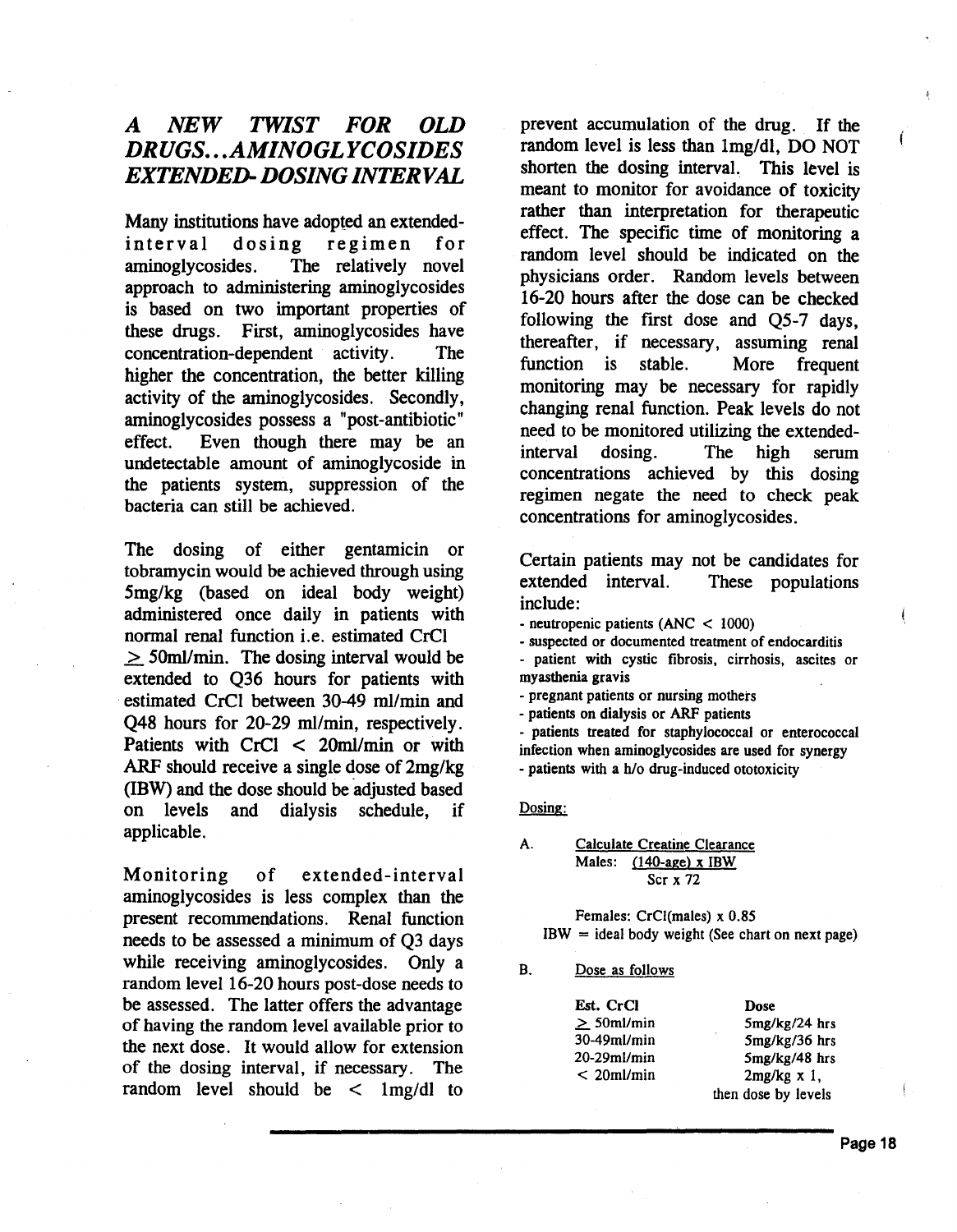## *A NEW TWIST FOR OLD DRUGS...AMINOGLYCOSIDES EXTENDED-DOSING INTERVAL*

Many institutions have adopted an extended-interval dosing regimen for aminoglycosides. The relatively novel approach to administering aminoglycosides is based on two important properties of these drugs. First, aminoglycosides have concentration-dependent activity. The higher the concentration, the better killing activity of the aminoglycosides. Secondly, aminoglycosides possess a "post-antibiotic" effect. Even though there may be an undetectable amount of aminoglycoside in the patients system, suppression of the bacteria can still be achieved.

The dosing of either gentamicin or tobramycin would be achieved through using 5mg/kg (based on ideal body weight) administered once daily in patients with normal renal function i.e. estimated CrCl ≥ 50ml/min. The dosing interval would be extended to Q36 hours for patients with estimated CrCl between 30-49 ml/min and Q48 hours for 20-29 ml/min, respectively. Patients with CrCl < 20ml/min or with ARF should receive a single dose of 2mg/kg (IBW) and the dose should be adjusted based on levels and dialysis schedule, if applicable.

Monitoring of extended-interval aminoglycosides is less complex than the present recommendations. Renal function needs to be assessed a minimum of Q3 days while receiving aminoglycosides. Only a random level 16-20 hours post-dose needs to be assessed. The latter offers the advantage of having the random level available prior to the next dose. It would allow for extension of the dosing interval, if necessary. The random level should be < 1mg/dl to prevent accumulation of the drug. If the random level is less than 1mg/dl, DO NOT shorten the dosing interval. This level is meant to monitor for avoidance of toxicity rather than interpretation for therapeutic effect. The specific time of monitoring a random level should be indicated on the physicians order. Random levels between 16-20 hours after the dose can be checked following the first dose and Q5-7 days, thereafter, if necessary, assuming renal function is stable. More frequent monitoring may be necessary for rapidly changing renal function. Peak levels do not need to be monitored utilizing the extended-interval dosing. The high serum concentrations achieved by this dosing regimen negate the need to check peak concentrations for aminoglycosides.

Certain patients may not be candidates for extended interval. These populations include:

- neutropenic patients (ANC < 1000)
- suspected or documented treatment of endocarditis
- patient with cystic fibrosis, cirrhosis, ascites or myasthenia gravis
- pregnant patients or nursing mothers
- patients on dialysis or ARF patients
- patients treated for staphylococcal or enterococcal infection when aminoglycosides are used for synergy
- patients with a h/o drug-induced ototoxicity

<u>Dosing:</u>

A. <u>Calculate Creatine Clearance</u>

Males: $\frac{(140-\text{age}) \times \text{IBW}}{\text{Scr} \times 72}$

Females: CrCl(males) x 0.85

IBW = ideal body weight (See chart on next page)

B. <u>Dose as follows</u>

| Est. CrCl | Dose |
|---|---|
| ≥ 50ml/min | 5mg/kg/24 hrs |
| 30-49ml/min | 5mg/kg/36 hrs |
| 20-29ml/min | 5mg/kg/48 hrs |
| < 20ml/min | 2mg/kg x 1, then dose by levels |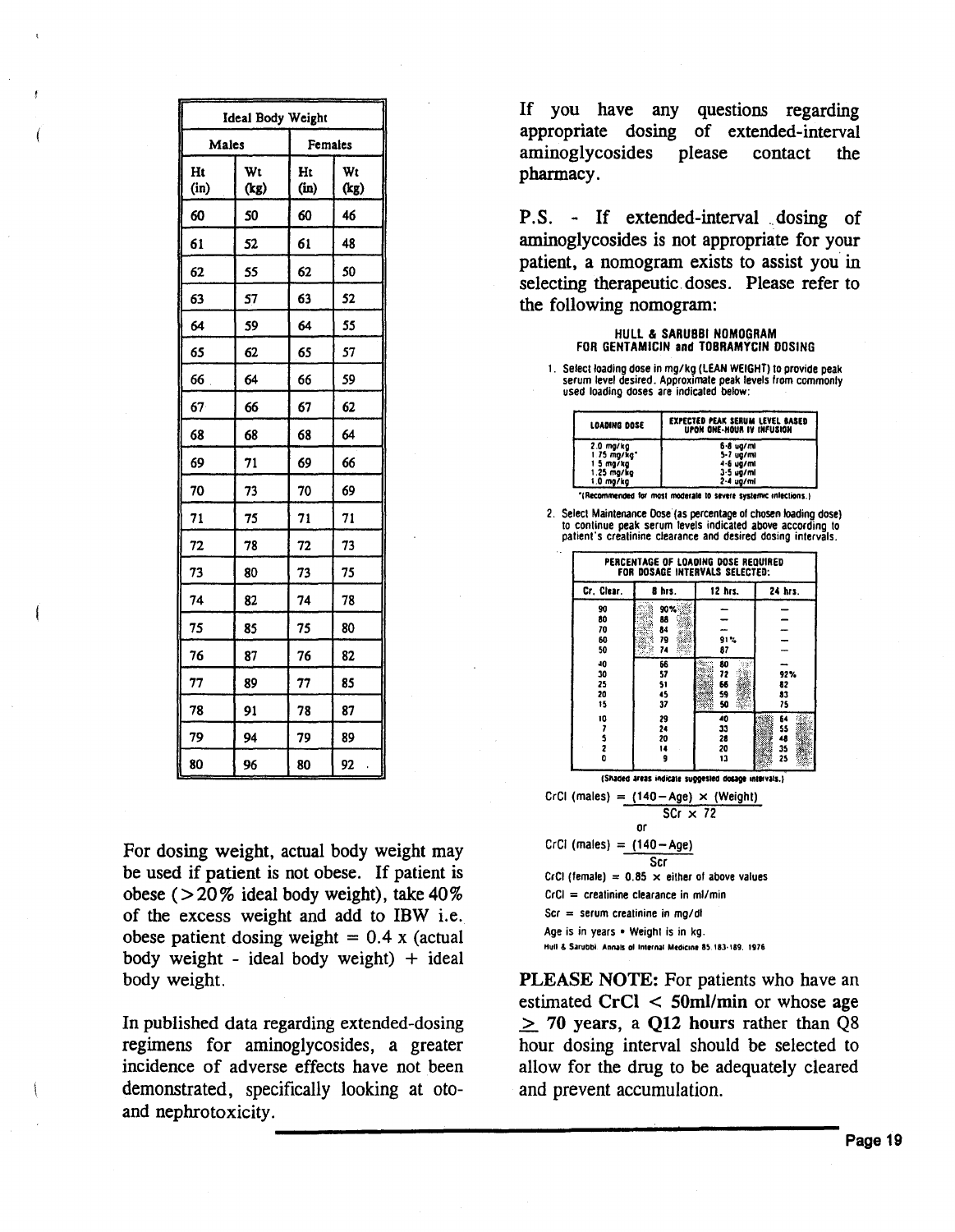| Ideal Body Weight | | | |
|---|---|---|---|
| Males | | Females | |
| Ht (in) | Wt (kg) | Ht (in) | Wt (kg) |
| 60 | 50 | 60 | 46 |
| 61 | 52 | 61 | 48 |
| 62 | 55 | 62 | 50 |
| 63 | 57 | 63 | 52 |
| 64 | 59 | 64 | 55 |
| 65 | 62 | 65 | 57 |
| 66 | 64 | 66 | 59 |
| 67 | 66 | 67 | 62 |
| 68 | 68 | 68 | 64 |
| 69 | 71 | 69 | 66 |
| 70 | 73 | 70 | 69 |
| 71 | 75 | 71 | 71 |
| 72 | 78 | 72 | 73 |
| 73 | 80 | 73 | 75 |
| 74 | 82 | 74 | 78 |
| 75 | 85 | 75 | 80 |
| 76 | 87 | 76 | 82 |
| 77 | 89 | 77 | 85 |
| 78 | 91 | 78 | 87 |
| 79 | 94 | 79 | 89 |
| 80 | 96 | 80 | 92 |

For dosing weight, actual body weight may be used if patient is not obese. If patient is obese (>20% ideal body weight), take 40% of the excess weight and add to IBW i.e. obese patient dosing weight = 0.4 x (actual body weight - ideal body weight) + ideal body weight.

In published data regarding extended-dosing regimens for aminoglycosides, a greater incidence of adverse effects have not been demonstrated, specifically looking at oto- and nephrotoxicity.

If you have any questions regarding appropriate dosing of extended-interval aminoglycosides please contact the pharmacy.

P.S. - If extended-interval dosing of aminoglycosides is not appropriate for your patient, a nomogram exists to assist you in selecting therapeutic doses. Please refer to the following nomogram:

### HULL & SARUBBI NOMOGRAM FOR GENTAMICIN and TOBRAMYCIN DOSING

1. Select loading dose in mg/kg (LEAN WEIGHT) to provide peak serum level desired. Approximate peak levels from commonly used loading doses are indicated below:

| LOADING DOSE | EXPECTED PEAK SERUM LEVEL BASED UPON ONE-HOUR IV INFUSION |
|---|---|
| 2.0 mg/kg | 6-8 ug/ml |
| 1.75 mg/kg* | 5-7 ug/ml |
| 1.5 mg/kg | 4-6 ug/ml |
| 1.25 mg/kg | 3-5 ug/ml |
| 1.0 mg/kg | 2-4 ug/ml |

*(Recommended for most moderate to severe systemic infections.)

2. Select Maintenance Dose (as percentage of chosen loading dose) to continue peak serum levels indicated above according to patient's creatinine clearance and desired dosing intervals.

| PERCENTAGE OF LOADING DOSE REQUIRED FOR DOSAGE INTERVALS SELECTED: | | | |
|---|---|---|---|
| Cr. Clear. | 8 hrs. | 12 hrs. | 24 hrs. |
| 90 | 90% | — | — |
| 80 | 88 | — | — |
| 70 | 84 | — | — |
| 60 | 79 | 91% | — |
| 50 | 74 | 87 | — |
| 40 | 66 | 80 | — |
| 30 | 57 | 72 | 92% |
| 25 | 51 | 66 | 82 |
| 20 | 45 | 59 | 83 |
| 15 | 37 | 50 | 75 |
| 10 | 29 | 40 | 64 |
| 7 | 24 | 33 | 55 |
| 5 | 20 | 28 | 48 |
| 2 | 14 | 20 | 35 |
| 0 | 9 | 13 | 25 |

(Shaded areas indicate suggested dosage intervals.)

$$\text{CrCl (males)} = \frac{(140 - \text{Age}) \times (\text{Weight})}{\text{SCr} \times 72}$$

or

$$\text{CrCl (males)} = \frac{(140 - \text{Age})}{\text{Scr}}$$

CrCl (female) = 0.85 × either of above values

CrCl = creatinine clearance in ml/min

Scr = serum creatinine in mg/dl

Age is in years • Weight is in kg.

Hull & Sarubbi. Annals of Internal Medicine 85.183-189. 1976

**PLEASE NOTE:** For patients who have an estimated **CrCl < 50ml/min** or whose **age ≥ 70 years**, a **Q12 hours** rather than Q8 hour dosing interval should be selected to allow for the drug to be adequately cleared and prevent accumulation.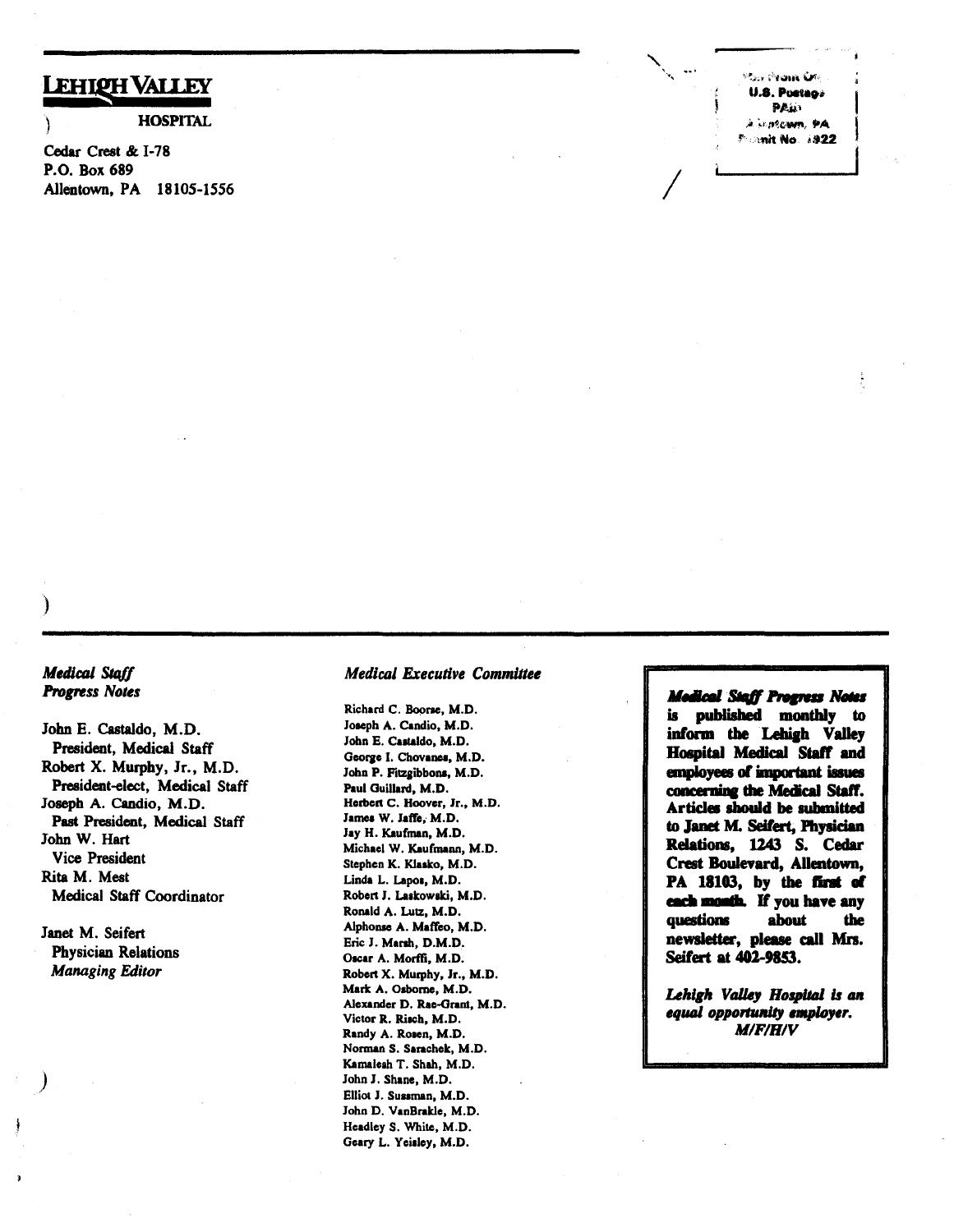**LEHIGH VALLEY**

**HOSPITAL**

Cedar Crest & I-78
P.O. Box 689
Allentown, PA 18105-1556

Non Profit Org.
U.S. Postage
PAID
Allentown, PA
Permit No. 1922

*Medical Staff Progress Notes*

John E. Castaldo, M.D.
President, Medical Staff
Robert X. Murphy, Jr., M.D.
President-elect, Medical Staff
Joseph A. Candio, M.D.
Past President, Medical Staff
John W. Hart
Vice President
Rita M. Mest
Medical Staff Coordinator

Janet M. Seifert
Physician Relations
*Managing Editor*

*Medical Executive Committee*

Richard C. Boorse, M.D.
Joseph A. Candio, M.D.
John E. Castaldo, M.D.
George I. Chovanes, M.D.
John P. Fitzgibbons, M.D.
Paul Guillard, M.D.
Herbert C. Hoover, Jr., M.D.
James W. Jaffe, M.D.
Jay H. Kaufman, M.D.
Michael W. Kaufmann, M.D.
Stephen K. Klasko, M.D.
Linda L. Lapos, M.D.
Robert J. Laskowski, M.D.
Ronald A. Lutz, M.D.
Alphonse A. Maffeo, M.D.
Eric J. Marsh, D.M.D.
Oscar A. Morffi, M.D.
Robert X. Murphy, Jr., M.D.
Mark A. Osborne, M.D.
Alexander D. Rae-Grant, M.D.
Victor R. Risch, M.D.
Randy A. Rosen, M.D.
Norman S. Sarachek, M.D.
Kamalesh T. Shah, M.D.
John J. Shane, M.D.
Elliot J. Sussman, M.D.
John D. VanBrakle, M.D.
Headley S. White, M.D.
Geary L. Yeisley, M.D.

***Medical Staff Progress Notes*** **is published monthly to inform the Lehigh Valley Hospital Medical Staff and employees of important issues concerning the Medical Staff. Articles should be submitted to Janet M. Seifert, Physician Relations, 1243 S. Cedar Crest Boulevard, Allentown, PA 18103, by the first of each month. If you have any questions about the newsletter, please call Mrs. Seifert at 402-9853.**

***Lehigh Valley Hospital is an equal opportunity employer. M/F/H/V***